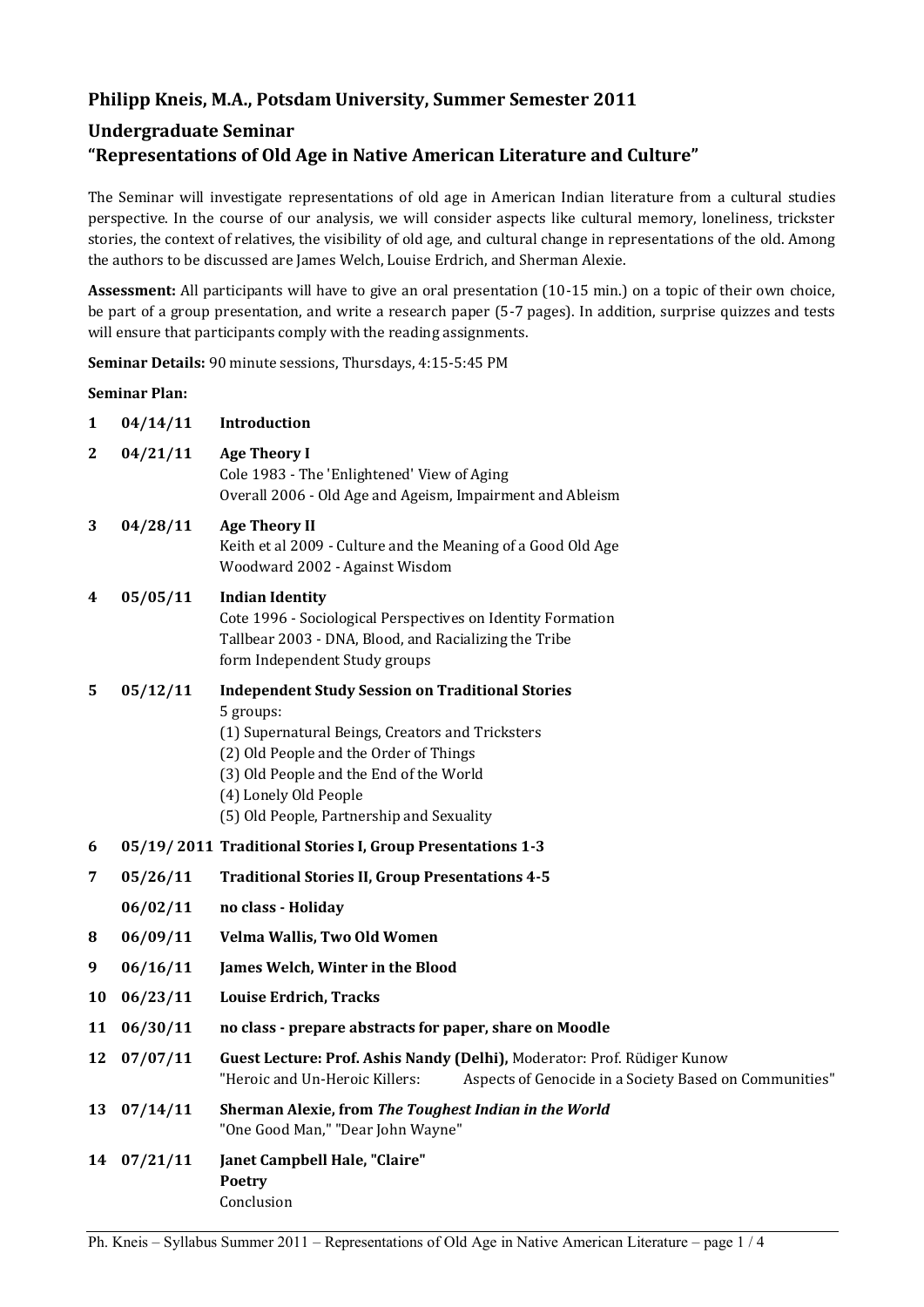## Philipp Kneis, M.A., Potsdam University, Summer Semester 2011

## Undergraduate Seminar
## "Representations of Old Age in Native American Literature and Culture"

The Seminar will investigate representations of old age in American Indian literature from a cultural studies perspective. In the course of our analysis, we will consider aspects like cultural memory, loneliness, trickster stories, the context of relatives, the visibility of old age, and cultural change in representations of the old. Among the authors to be discussed are James Welch, Louise Erdrich, and Sherman Alexie.

**Assessment:** All participants will have to give an oral presentation (10-15 min.) on a topic of their own choice, be part of a group presentation, and write a research paper (5-7 pages). In addition, surprise quizzes and tests will ensure that participants comply with the reading assignments.

**Seminar Details:** 90 minute sessions, Thursdays, 4:15-5:45 PM

**Seminar Plan:**

| | | |
|---|---|---|
| **1** | **04/14/11** | **Introduction** |
| **2** | **04/21/11** | **Age Theory I**<br>Cole 1983 - The 'Enlightened' View of Aging<br>Overall 2006 - Old Age and Ageism, Impairment and Ableism |
| **3** | **04/28/11** | **Age Theory II**<br>Keith et al 2009 - Culture and the Meaning of a Good Old Age<br>Woodward 2002 - Against Wisdom |
| **4** | **05/05/11** | **Indian Identity**<br>Cote 1996 - Sociological Perspectives on Identity Formation<br>Tallbear 2003 - DNA, Blood, and Racializing the Tribe<br>form Independent Study groups |
| **5** | **05/12/11** | **Independent Study Session on Traditional Stories**<br>5 groups:<br>(1) Supernatural Beings, Creators and Tricksters<br>(2) Old People and the Order of Things<br>(3) Old People and the End of the World<br>(4) Lonely Old People<br>(5) Old People, Partnership and Sexuality |
| **6** | **05/19/ 2011** | **Traditional Stories I, Group Presentations 1-3** |
| **7** | **05/26/11** | **Traditional Stories II, Group Presentations 4-5** |
| | **06/02/11** | **no class - Holiday** |
| **8** | **06/09/11** | **Velma Wallis, Two Old Women** |
| **9** | **06/16/11** | **James Welch, Winter in the Blood** |
| **10** | **06/23/11** | **Louise Erdrich, Tracks** |
| **11** | **06/30/11** | **no class - prepare abstracts for paper, share on Moodle** |
| **12** | **07/07/11** | **Guest Lecture: Prof. Ashis Nandy (Delhi),** Moderator: Prof. Rüdiger Kunow<br>"Heroic and Un-Heroic Killers: Aspects of Genocide in a Society Based on Communities" |
| **13** | **07/14/11** | **Sherman Alexie, from *The Toughest Indian in the World***<br>"One Good Man," "Dear John Wayne" |
| **14** | **07/21/11** | **Janet Campbell Hale, "Claire"**<br>**Poetry**<br>Conclusion |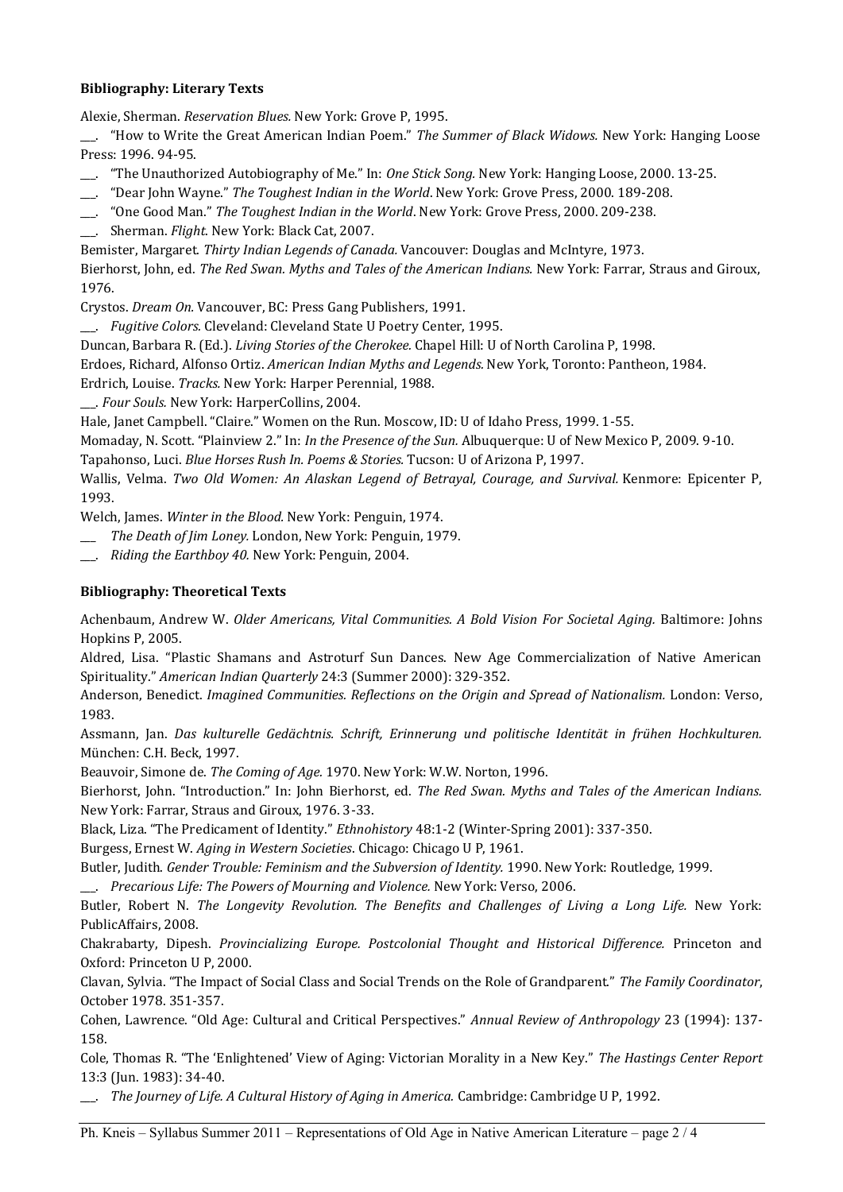**Bibliography: Literary Texts**

Alexie, Sherman. *Reservation Blues.* New York: Grove P, 1995.

___. "How to Write the Great American Indian Poem." *The Summer of Black Widows.* New York: Hanging Loose Press: 1996. 94-95.

___. "The Unauthorized Autobiography of Me." In: *One Stick Song.* New York: Hanging Loose, 2000. 13-25.

___. "Dear John Wayne." *The Toughest Indian in the World*. New York: Grove Press, 2000. 189-208.

___. "One Good Man." *The Toughest Indian in the World*. New York: Grove Press, 2000. 209-238.

___. Sherman. *Flight*. New York: Black Cat, 2007.

Bemister, Margaret. *Thirty Indian Legends of Canada.* Vancouver: Douglas and McIntyre, 1973.

Bierhorst, John, ed. *The Red Swan. Myths and Tales of the American Indians.* New York: Farrar, Straus and Giroux, 1976.

Crystos. *Dream On.* Vancouver, BC: Press Gang Publishers, 1991.

___. *Fugitive Colors.* Cleveland: Cleveland State U Poetry Center, 1995.

Duncan, Barbara R. (Ed.). *Living Stories of the Cherokee.* Chapel Hill: U of North Carolina P, 1998.

Erdoes, Richard, Alfonso Ortiz. *American Indian Myths and Legends.* New York, Toronto: Pantheon, 1984.

Erdrich, Louise. *Tracks.* New York: Harper Perennial, 1988.

___. *Four Souls.* New York: HarperCollins, 2004.

Hale, Janet Campbell. "Claire." Women on the Run. Moscow, ID: U of Idaho Press, 1999. 1-55.

Momaday, N. Scott. "Plainview 2." In: *In the Presence of the Sun.* Albuquerque: U of New Mexico P, 2009. 9-10.

Tapahonso, Luci. *Blue Horses Rush In. Poems & Stories.* Tucson: U of Arizona P, 1997.

Wallis, Velma. *Two Old Women: An Alaskan Legend of Betrayal, Courage, and Survival.* Kenmore: Epicenter P, 1993.

Welch, James. *Winter in the Blood.* New York: Penguin, 1974.

___ *The Death of Jim Loney.* London, New York: Penguin, 1979.

___. *Riding the Earthboy 40.* New York: Penguin, 2004.

**Bibliography: Theoretical Texts**

Achenbaum, Andrew W. *Older Americans, Vital Communities. A Bold Vision For Societal Aging.* Baltimore: Johns Hopkins P, 2005.

Aldred, Lisa. "Plastic Shamans and Astroturf Sun Dances. New Age Commercialization of Native American Spirituality." *American Indian Quarterly* 24:3 (Summer 2000): 329-352.

Anderson, Benedict. *Imagined Communities. Reflections on the Origin and Spread of Nationalism.* London: Verso, 1983.

Assmann, Jan. *Das kulturelle Gedächtnis. Schrift, Erinnerung und politische Identität in frühen Hochkulturen.* München: C.H. Beck, 1997.

Beauvoir, Simone de. *The Coming of Age.* 1970. New York: W.W. Norton, 1996.

Bierhorst, John. "Introduction." In: John Bierhorst, ed. *The Red Swan. Myths and Tales of the American Indians.* New York: Farrar, Straus and Giroux, 1976. 3-33.

Black, Liza. "The Predicament of Identity." *Ethnohistory* 48:1-2 (Winter-Spring 2001): 337-350.

Burgess, Ernest W. *Aging in Western Societies*. Chicago: Chicago U P, 1961.

Butler, Judith. *Gender Trouble: Feminism and the Subversion of Identity.* 1990. New York: Routledge, 1999.

___. *Precarious Life: The Powers of Mourning and Violence.* New York: Verso, 2006.

Butler, Robert N. *The Longevity Revolution. The Benefits and Challenges of Living a Long Life.* New York: PublicAffairs, 2008.

Chakrabarty, Dipesh. *Provincializing Europe. Postcolonial Thought and Historical Difference.* Princeton and Oxford: Princeton U P, 2000.

Clavan, Sylvia. "The Impact of Social Class and Social Trends on the Role of Grandparent." *The Family Coordinator*, October 1978. 351-357.

Cohen, Lawrence. "Old Age: Cultural and Critical Perspectives." *Annual Review of Anthropology* 23 (1994): 137-158.

Cole, Thomas R. "The 'Enlightened' View of Aging: Victorian Morality in a New Key." *The Hastings Center Report* 13:3 (Jun. 1983): 34-40.

___. *The Journey of Life. A Cultural History of Aging in America.* Cambridge: Cambridge U P, 1992.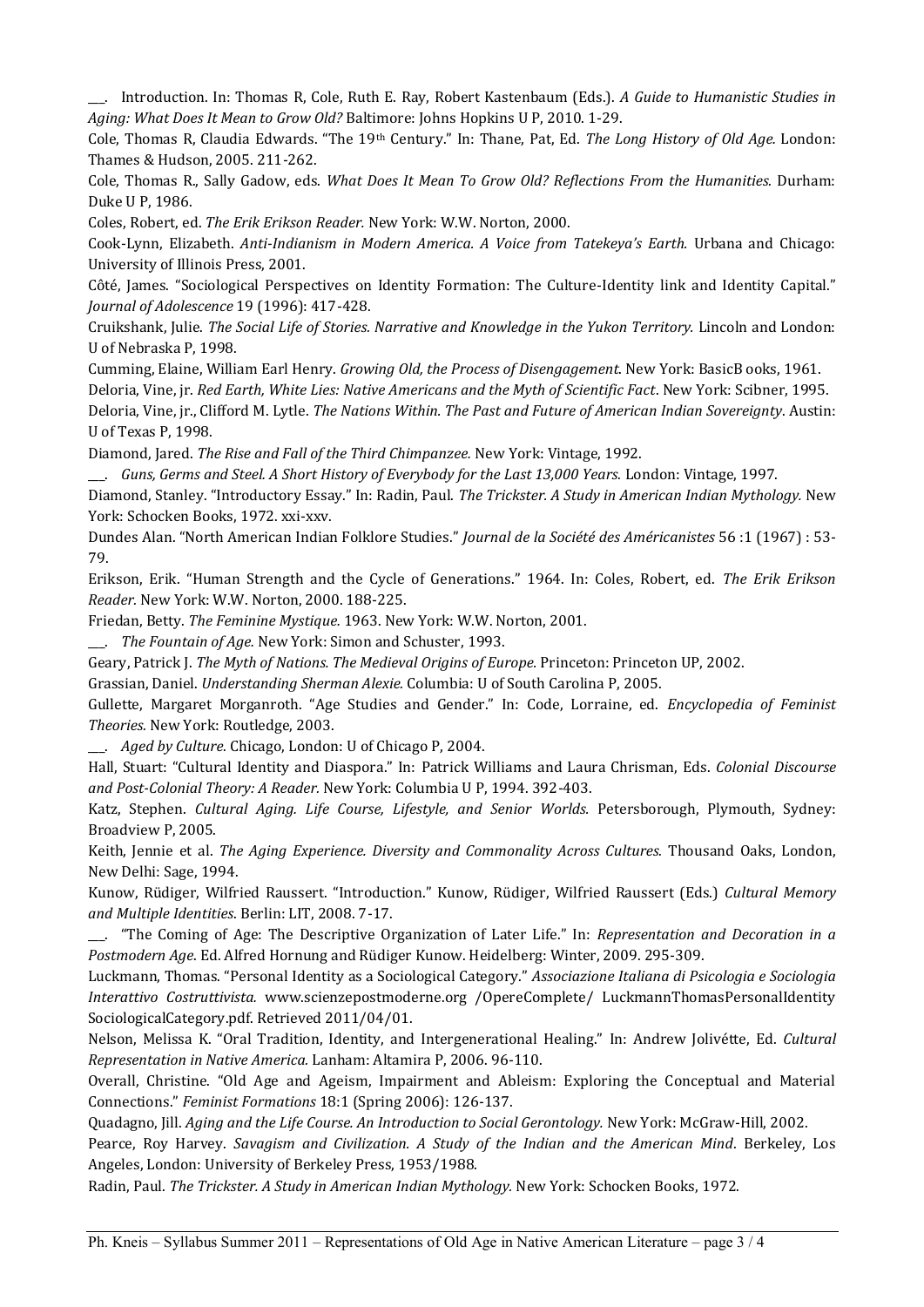___. Introduction. In: Thomas R, Cole, Ruth E. Ray, Robert Kastenbaum (Eds.). *A Guide to Humanistic Studies in Aging: What Does It Mean to Grow Old?* Baltimore: Johns Hopkins U P, 2010. 1-29.

Cole, Thomas R, Claudia Edwards. "The 19th Century." In: Thane, Pat, Ed. *The Long History of Old Age.* London: Thames & Hudson, 2005. 211-262.

Cole, Thomas R., Sally Gadow, eds. *What Does It Mean To Grow Old? Reflections From the Humanities.* Durham: Duke U P, 1986.

Coles, Robert, ed. *The Erik Erikson Reader.* New York: W.W. Norton, 2000.

Cook-Lynn, Elizabeth. *Anti-Indianism in Modern America. A Voice from Tatekeya's Earth.* Urbana and Chicago: University of Illinois Press, 2001.

Côté, James. "Sociological Perspectives on Identity Formation: The Culture-Identity link and Identity Capital." *Journal of Adolescence* 19 (1996): 417-428.

Cruikshank, Julie. *The Social Life of Stories. Narrative and Knowledge in the Yukon Territory.* Lincoln and London: U of Nebraska P, 1998.

Cumming, Elaine, William Earl Henry. *Growing Old, the Process of Disengagement*. New York: BasicB ooks, 1961.

Deloria, Vine, jr. *Red Earth, White Lies: Native Americans and the Myth of Scientific Fact*. New York: Scibner, 1995.

Deloria, Vine, jr., Clifford M. Lytle. *The Nations Within. The Past and Future of American Indian Sovereignty*. Austin: U of Texas P, 1998.

Diamond, Jared. *The Rise and Fall of the Third Chimpanzee.* New York: Vintage, 1992.

___. *Guns, Germs and Steel. A Short History of Everybody for the Last 13,000 Years.* London: Vintage, 1997.

Diamond, Stanley. "Introductory Essay." In: Radin, Paul. *The Trickster. A Study in American Indian Mythology.* New York: Schocken Books, 1972. xxi-xxv.

Dundes Alan. "North American Indian Folklore Studies." *Journal de la Société des Américanistes* 56 :1 (1967) : 53-79.

Erikson, Erik. "Human Strength and the Cycle of Generations." 1964. In: Coles, Robert, ed. *The Erik Erikson Reader*. New York: W.W. Norton, 2000. 188-225.

Friedan, Betty. *The Feminine Mystique.* 1963. New York: W.W. Norton, 2001.

___. *The Fountain of Age.* New York: Simon and Schuster, 1993.

Geary, Patrick J. *The Myth of Nations. The Medieval Origins of Europe.* Princeton: Princeton UP, 2002.

Grassian, Daniel. *Understanding Sherman Alexie.* Columbia: U of South Carolina P, 2005.

Gullette, Margaret Morganroth. "Age Studies and Gender." In: Code, Lorraine, ed. *Encyclopedia of Feminist Theories.* New York: Routledge, 2003.

___. *Aged by Culture*. Chicago, London: U of Chicago P, 2004.

Hall, Stuart: "Cultural Identity and Diaspora." In: Patrick Williams and Laura Chrisman, Eds. *Colonial Discourse and Post-Colonial Theory: A Reader.* New York: Columbia U P, 1994. 392-403.

Katz, Stephen. *Cultural Aging. Life Course, Lifestyle, and Senior Worlds*. Petersborough, Plymouth, Sydney: Broadview P, 2005.

Keith, Jennie et al. *The Aging Experience. Diversity and Commonality Across Cultures.* Thousand Oaks, London, New Delhi: Sage, 1994.

Kunow, Rüdiger, Wilfried Raussert. "Introduction." Kunow, Rüdiger, Wilfried Raussert (Eds.) *Cultural Memory and Multiple Identities*. Berlin: LIT, 2008. 7-17.

___. "The Coming of Age: The Descriptive Organization of Later Life." In: *Representation and Decoration in a Postmodern Age*. Ed. Alfred Hornung and Rüdiger Kunow. Heidelberg: Winter, 2009. 295-309.

Luckmann, Thomas. "Personal Identity as a Sociological Category." *Associazione Italiana di Psicologia e Sociologia Interattivo Costruttivista.* www.scienzepostmoderne.org /OpereComplete/ LuckmannThomasPersonalIdentity SociologicalCategory.pdf. Retrieved 2011/04/01.

Nelson, Melissa K. "Oral Tradition, Identity, and Intergenerational Healing." In: Andrew Jolivétte, Ed. *Cultural Representation in Native America.* Lanham: Altamira P, 2006. 96-110.

Overall, Christine. "Old Age and Ageism, Impairment and Ableism: Exploring the Conceptual and Material Connections." *Feminist Formations* 18:1 (Spring 2006): 126-137.

Quadagno, Jill. *Aging and the Life Course. An Introduction to Social Gerontology.* New York: McGraw-Hill, 2002.

Pearce, Roy Harvey. *Savagism and Civilization. A Study of the Indian and the American Mind*. Berkeley, Los Angeles, London: University of Berkeley Press, 1953/1988.

Radin, Paul. *The Trickster. A Study in American Indian Mythology.* New York: Schocken Books, 1972.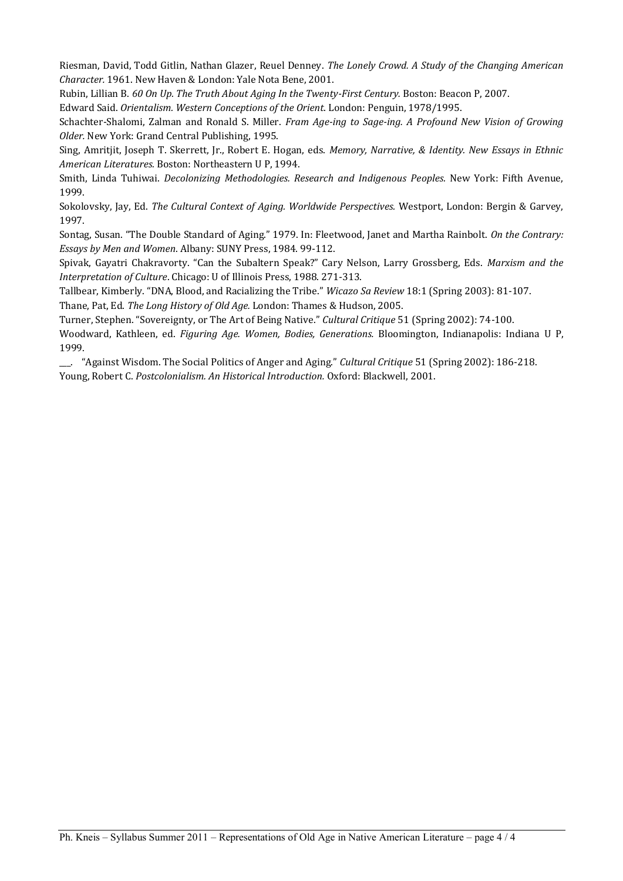Riesman, David, Todd Gitlin, Nathan Glazer, Reuel Denney. *The Lonely Crowd. A Study of the Changing American Character.* 1961. New Haven & London: Yale Nota Bene, 2001.

Rubin, Lillian B. *60 On Up. The Truth About Aging In the Twenty-First Century.* Boston: Beacon P, 2007.

Edward Said. *Orientalism. Western Conceptions of the Orient*. London: Penguin, 1978/1995.

Schachter-Shalomi, Zalman and Ronald S. Miller. *Fram Age-ing to Sage-ing. A Profound New Vision of Growing Older.* New York: Grand Central Publishing, 1995.

Sing, Amritjit, Joseph T. Skerrett, Jr., Robert E. Hogan, eds. *Memory, Narrative, & Identity. New Essays in Ethnic American Literatures.* Boston: Northeastern U P, 1994.

Smith, Linda Tuhiwai. *Decolonizing Methodologies. Research and Indigenous Peoples.* New York: Fifth Avenue, 1999.

Sokolovsky, Jay, Ed. *The Cultural Context of Aging. Worldwide Perspectives.* Westport, London: Bergin & Garvey, 1997.

Sontag, Susan. "The Double Standard of Aging." 1979. In: Fleetwood, Janet and Martha Rainbolt. *On the Contrary: Essays by Men and Women*. Albany: SUNY Press, 1984. 99-112.

Spivak, Gayatri Chakravorty. "Can the Subaltern Speak?" Cary Nelson, Larry Grossberg, Eds. *Marxism and the Interpretation of Culture*. Chicago: U of Illinois Press, 1988. 271-313.

Tallbear, Kimberly. "DNA, Blood, and Racializing the Tribe." *Wicazo Sa Review* 18:1 (Spring 2003): 81-107.

Thane, Pat, Ed. *The Long History of Old Age.* London: Thames & Hudson, 2005.

Turner, Stephen. "Sovereignty, or The Art of Being Native." *Cultural Critique* 51 (Spring 2002): 74-100.

Woodward, Kathleen, ed. *Figuring Age. Women, Bodies, Generations.* Bloomington, Indianapolis: Indiana U P, 1999.

___. "Against Wisdom. The Social Politics of Anger and Aging." *Cultural Critique* 51 (Spring 2002): 186-218.

Young, Robert C. *Postcolonialism. An Historical Introduction.* Oxford: Blackwell, 2001.